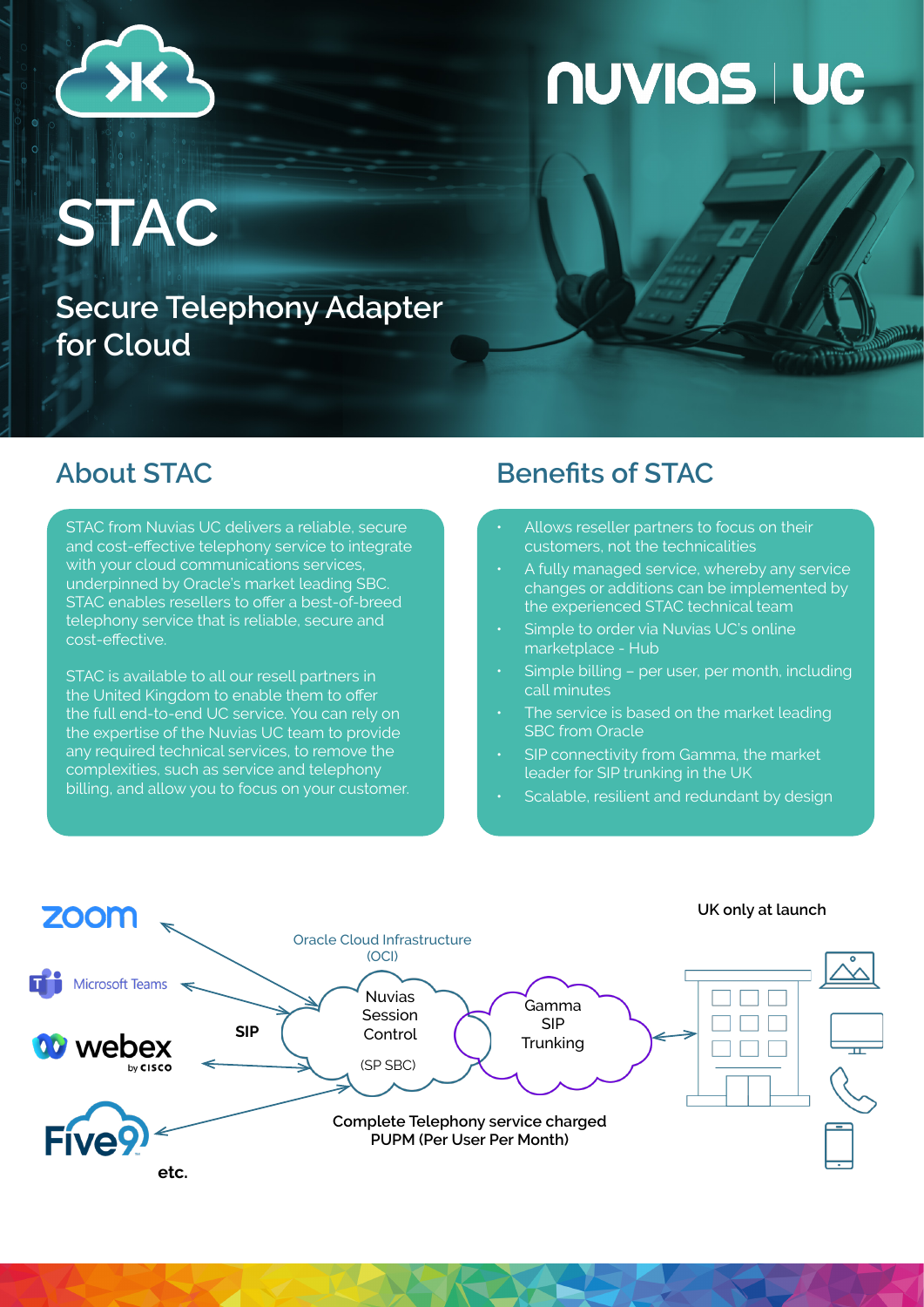# STAC

## Secure Telephony Adapter for Cloud

## About STAC

STAC from Nuvias UC delivers a reliable, secure and cost-effective telephony service to integrate with your cloud communications services, underpinned by Oracle's market leading SBC. STAC enables resellers to offer a best-of-breed telephony service that is reliable, secure and cost-effective.

STAC is available to all our resell partners in the United Kingdom to enable them to offer the full end-to-end UC service. You can rely on the expertise of the Nuvias UC team to provide any required technical services, to remove the complexities, such as service and telephony billing, and allow you to focus on your customer.

## Benefits of STAC

- Allows reseller partners to focus on their customers, not the technicalities
- A fully managed service, whereby any service changes or additions can be implemented by the experienced STAC technical team
- Simple to order via Nuvias UC's online marketplace - Hub
- Simple billing – per user, per month, including call minutes
- The service is based on the market leading SBC from Oracle
- SIP connectivity from Gamma, the market leader for SIP trunking in the UK
- Scalable, resilient and redundant by design

zoom

Microsoft Teams

webex by CISCO

Five9

etc.

SIP

Oracle Cloud Infrastructure (OCI)

Nuvias Session Control (SP SBC)

Gamma SIP Trunking

UK only at launch

**Complete Telephony service charged PUPM (Per User Per Month)**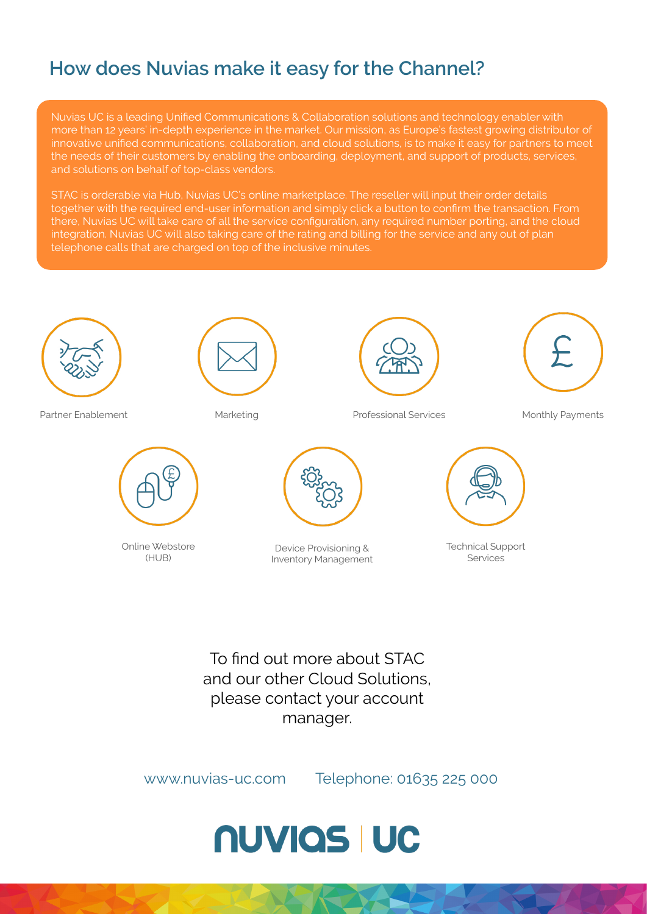## How does Nuvias make it easy for the Channel?

Nuvias UC is a leading Unified Communications & Collaboration solutions and technology enabler with more than 12 years' in-depth experience in the market. Our mission, as Europe's fastest growing distributor of innovative unified communications, collaboration, and cloud solutions, is to make it easy for partners to meet the needs of their customers by enabling the onboarding, deployment, and support of products, services, and solutions on behalf of top-class vendors.

STAC is orderable via Hub, Nuvias UC's online marketplace. The reseller will input their order details together with the required end-user information and simply click a button to confirm the transaction. From there, Nuvias UC will take care of all the service configuration, any required number porting, and the cloud integration. Nuvias UC will also taking care of the rating and billing for the service and any out of plan telephone calls that are charged on top of the inclusive minutes.

- Partner Enablement
- Marketing
- Professional Services
- Monthly Payments
- Online Webstore (HUB)
- Device Provisioning & Inventory Management
- Technical Support Services

To find out more about STAC and our other Cloud Solutions, please contact your account manager.

www.nuvias-uc.com Telephone: 01635 225 000

nuvias | UC